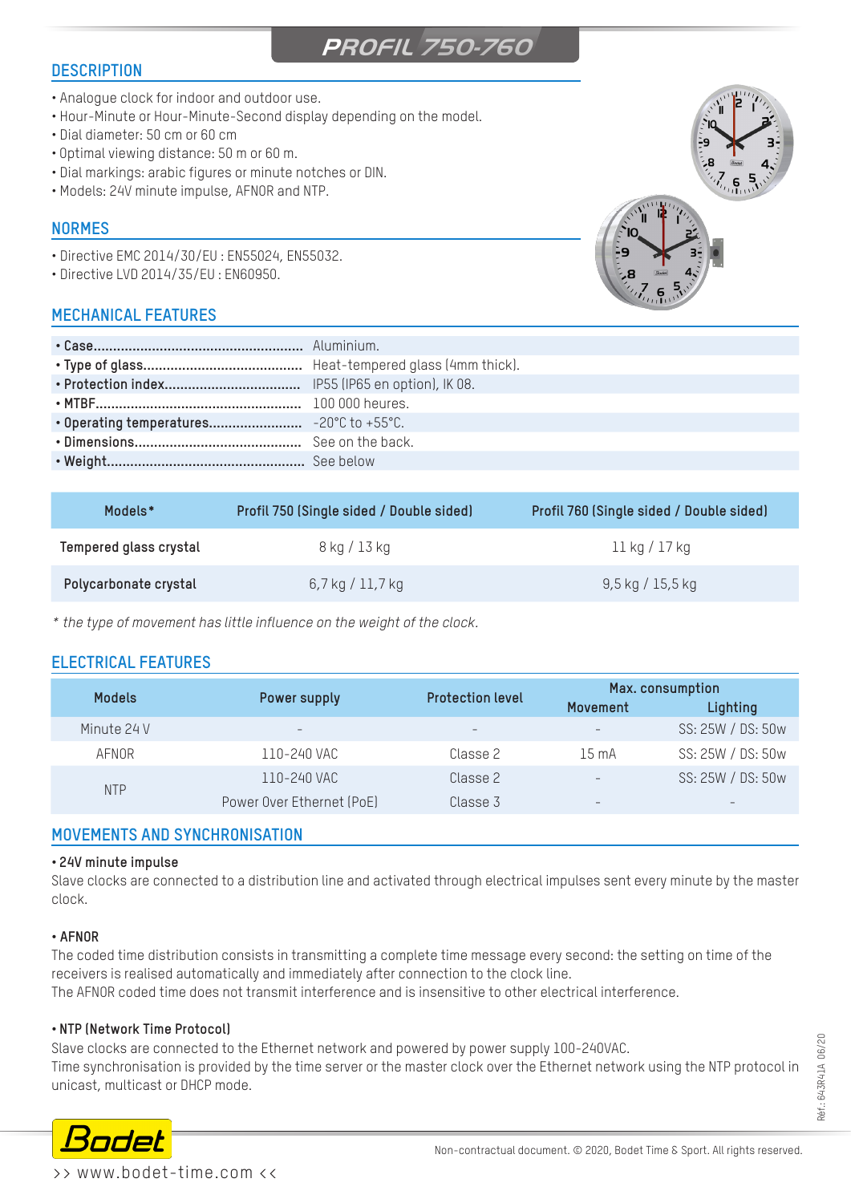# PROFIL 750-760

## DESCRIPTION

- Analogue clock for indoor and outdoor use.
- Hour-Minute or Hour-Minute-Second display depending on the model.
- Dial diameter: 50 cm or 60 cm
- Optimal viewing distance: 50 m or 60 m.
- Dial markings: arabic figures or minute notches or DIN.
- Models: 24V minute impulse, AFNOR and NTP.

## NORMES

- Directive EMC 2014/30/EU : EN55024, EN55032.
- Directive LVD 2014/35/EU : EN60950.

## MECHANICAL FEATURES

- **Case.....................................................** Aluminium.
- **Type of glass.........................................** Heat-tempered glass (4mm thick).
- **Protection index..................................** IP55 (IP65 en option), IK 08.
- **MTBF.....................................................** 100 000 heures.
- **Operating temperatures........................** -20°C to +55°C.
- **Dimensions...........................................** See on the back.
- **Weight..................................................** See below

| Models* | Profil 750 (Single sided / Double sided) | Profil 760 (Single sided / Double sided) |
|---|---|---|
| Tempered glass crystal | 8 kg / 13 kg | 11 kg / 17 kg |
| Polycarbonate crystal | 6,7 kg / 11,7 kg | 9,5 kg / 15,5 kg |

*\* the type of movement has little influence on the weight of the clock.*

## ELECTRICAL FEATURES

| Models | Power supply | Protection level | Max. consumption | |
|---|---|---|---|---|
| | | | Movement | Lighting |
| Minute 24 V | - | - | - | SS: 25W / DS: 50w |
| AFNOR | 110-240 VAC | Classe 2 | 15 mA | SS: 25W / DS: 50w |
| NTP | 110-240 VAC | Classe 2 | - | SS: 25W / DS: 50w |
| | Power Over Ethernet (PoE) | Classe 3 | - | - |

## MOVEMENTS AND SYNCHRONISATION

**• 24V minute impulse**

Slave clocks are connected to a distribution line and activated through electrical impulses sent every minute by the master clock.

**• AFNOR**

The coded time distribution consists in transmitting a complete time message every second: the setting on time of the receivers is realised automatically and immediately after connection to the clock line.
The AFNOR coded time does not transmit interference and is insensitive to other electrical interference.

**• NTP (Network Time Protocol)**

Slave clocks are connected to the Ethernet network and powered by power supply 100-240VAC.
Time synchronisation is provided by the time server or the master clock over the Ethernet network using the NTP protocol in unicast, multicast or DHCP mode.

Réf.: 643R41A 06/20

Non-contractual document. © 2020, Bodet Time & Sport. All rights reserved.

>> www.bodet-time.com <<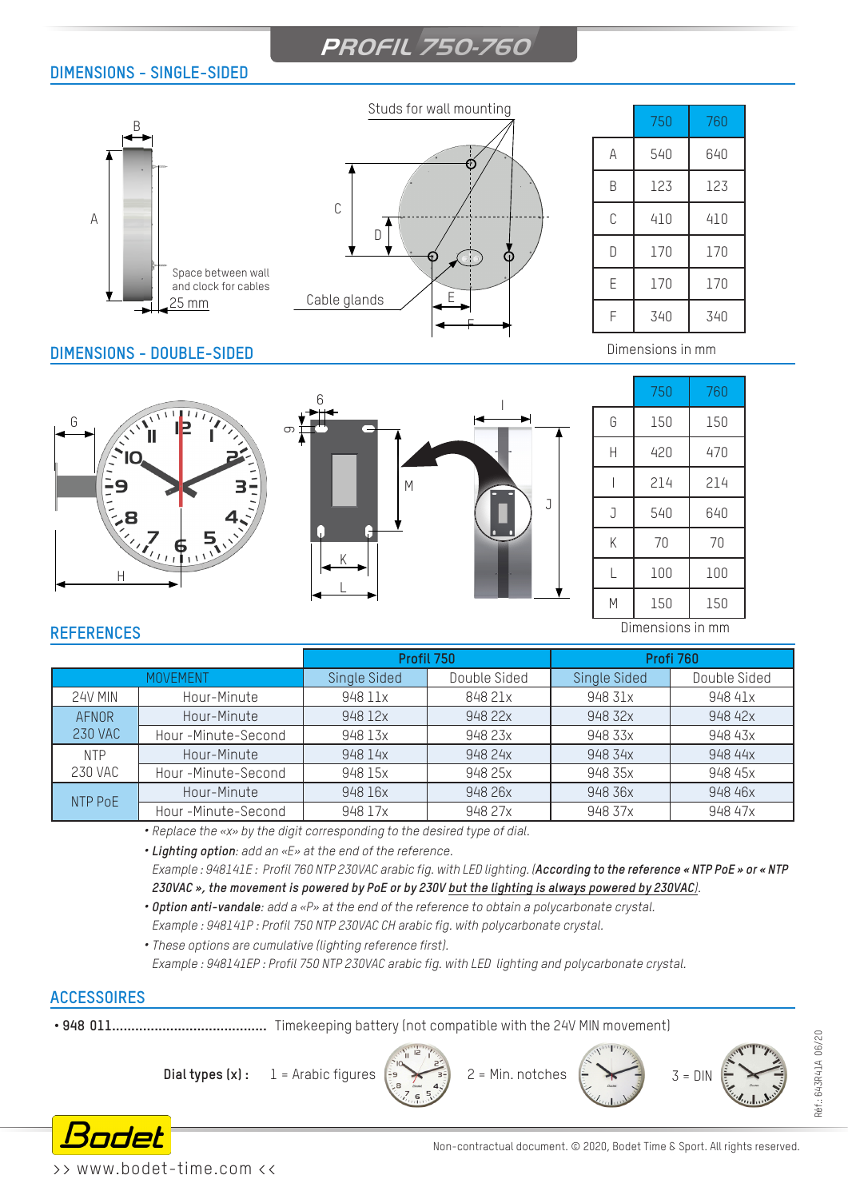# PROFIL 750-760

## DIMENSIONS - SINGLE-SIDED

Studs for wall mounting

Space between wall and clock for cables 25 mm

Cable glands

| | 750 | 760 |
|---|---|---|
| A | 540 | 640 |
| B | 123 | 123 |
| C | 410 | 410 |
| D | 170 | 170 |
| E | 170 | 170 |
| F | 340 | 340 |

Dimensions in mm

## DIMENSIONS - DOUBLE-SIDED

| | 750 | 760 |
|---|---|---|
| G | 150 | 150 |
| H | 420 | 470 |
| I | 214 | 214 |
| J | 540 | 640 |
| K | 70 | 70 |
| L | 100 | 100 |
| M | 150 | 150 |

Dimensions in mm

## REFERENCES

| | | Profil 750 | | Profi 760 | |
|---|---|---|---|---|---|
| MOVEMENT | | Single Sided | Double Sided | Single Sided | Double Sided |
| 24V MIN | Hour-Minute | 948 11x | 848 21x | 948 31x | 948 41x |
| AFNOR 230 VAC | Hour-Minute | 948 12x | 948 22x | 948 32x | 948 42x |
| | Hour -Minute-Second | 948 13x | 948 23x | 948 33x | 948 43x |
| NTP 230 VAC | Hour-Minute | 948 14x | 948 24x | 948 34x | 948 44x |
| | Hour -Minute-Second | 948 15x | 948 25x | 948 35x | 948 45x |
| NTP PoE | Hour-Minute | 948 16x | 948 26x | 948 36x | 948 46x |
| | Hour -Minute-Second | 948 17x | 948 27x | 948 37x | 948 47x |

- *Replace the «x» by the digit corresponding to the desired type of dial.*
- ***Lighting option**: add an «E» at the end of the reference.*
  *Example : 948141E : Profil 760 NTP 230VAC arabic fig. with LED lighting. (**According to the reference « NTP PoE » or « NTP 230VAC », the movement is powered by PoE or by 230V but the lighting is always powered by 230VAC**).*
- ***Option anti-vandale**: add a «P» at the end of the reference to obtain a polycarbonate crystal.*
  *Example : 948141P : Profil 750 NTP 230VAC CH arabic fig. with polycarbonate crystal.*
- *These options are cumulative (lighting reference first).*
  *Example : 948141EP : Profil 750 NTP 230VAC arabic fig. with LED lighting and polycarbonate crystal.*

## ACCESSOIRES

- **948 011**........................................ Timekeeping battery (not compatible with the 24V MIN movement)

**Dial types (x) :** 1 = Arabic figures 2 = Min. notches 3 = DIN

Réf.: 643R41A 06/20

Non-contractual document. © 2020, Bodet Time & Sport. All rights reserved.

>> www.bodet-time.com <<